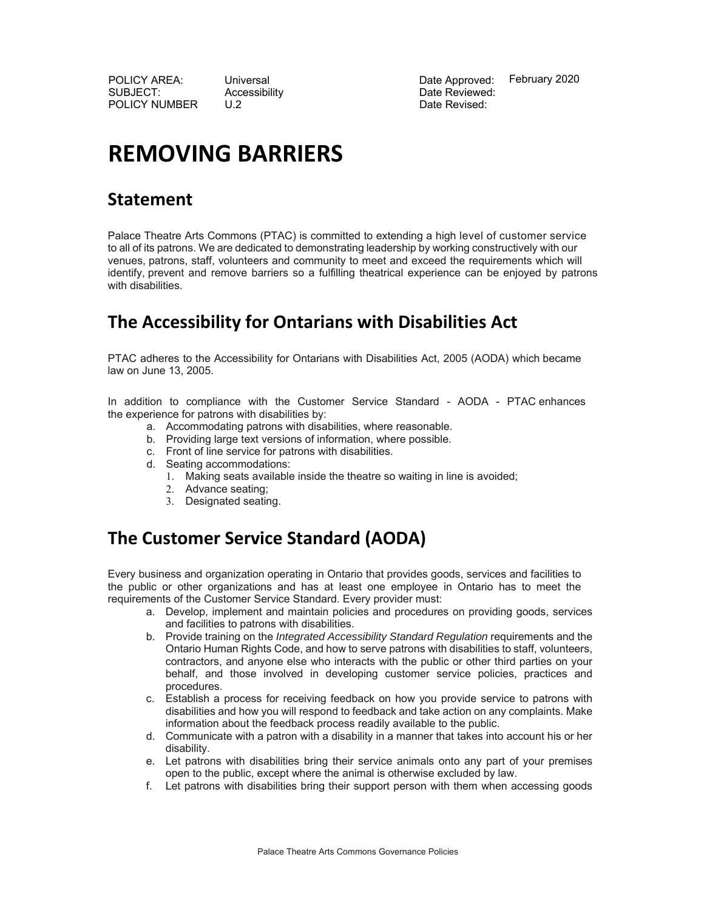| POLICY AREA: | Universal | Date Approved: | February 2020 |
| --- | --- | --- | --- |
| SUBJECT: | Accessibility | Date Reviewed: | |
| POLICY NUMBER | U.2 | Date Revised: | |

# REMOVING BARRIERS

## Statement

Palace Theatre Arts Commons (PTAC) is committed to extending a high level of customer service to all of its patrons. We are dedicated to demonstrating leadership by working constructively with our venues, patrons, staff, volunteers and community to meet and exceed the requirements which will identify, prevent and remove barriers so a fulfilling theatrical experience can be enjoyed by patrons with disabilities.

## The Accessibility for Ontarians with Disabilities Act

PTAC adheres to the Accessibility for Ontarians with Disabilities Act, 2005 (AODA) which became law on June 13, 2005.

In addition to compliance with the Customer Service Standard - AODA - PTAC enhances the experience for patrons with disabilities by:

a. Accommodating patrons with disabilities, where reasonable.
b. Providing large text versions of information, where possible.
c. Front of line service for patrons with disabilities.
d. Seating accommodations:
   1. Making seats available inside the theatre so waiting in line is avoided;
   2. Advance seating;
   3. Designated seating.

## The Customer Service Standard (AODA)

Every business and organization operating in Ontario that provides goods, services and facilities to the public or other organizations and has at least one employee in Ontario has to meet the requirements of the Customer Service Standard. Every provider must:

a. Develop, implement and maintain policies and procedures on providing goods, services and facilities to patrons with disabilities.
b. Provide training on the *Integrated Accessibility Standard Regulation* requirements and the Ontario Human Rights Code, and how to serve patrons with disabilities to staff, volunteers, contractors, and anyone else who interacts with the public or other third parties on your behalf, and those involved in developing customer service policies, practices and procedures.
c. Establish a process for receiving feedback on how you provide service to patrons with disabilities and how you will respond to feedback and take action on any complaints. Make information about the feedback process readily available to the public.
d. Communicate with a patron with a disability in a manner that takes into account his or her disability.
e. Let patrons with disabilities bring their service animals onto any part of your premises open to the public, except where the animal is otherwise excluded by law.
f. Let patrons with disabilities bring their support person with them when accessing goods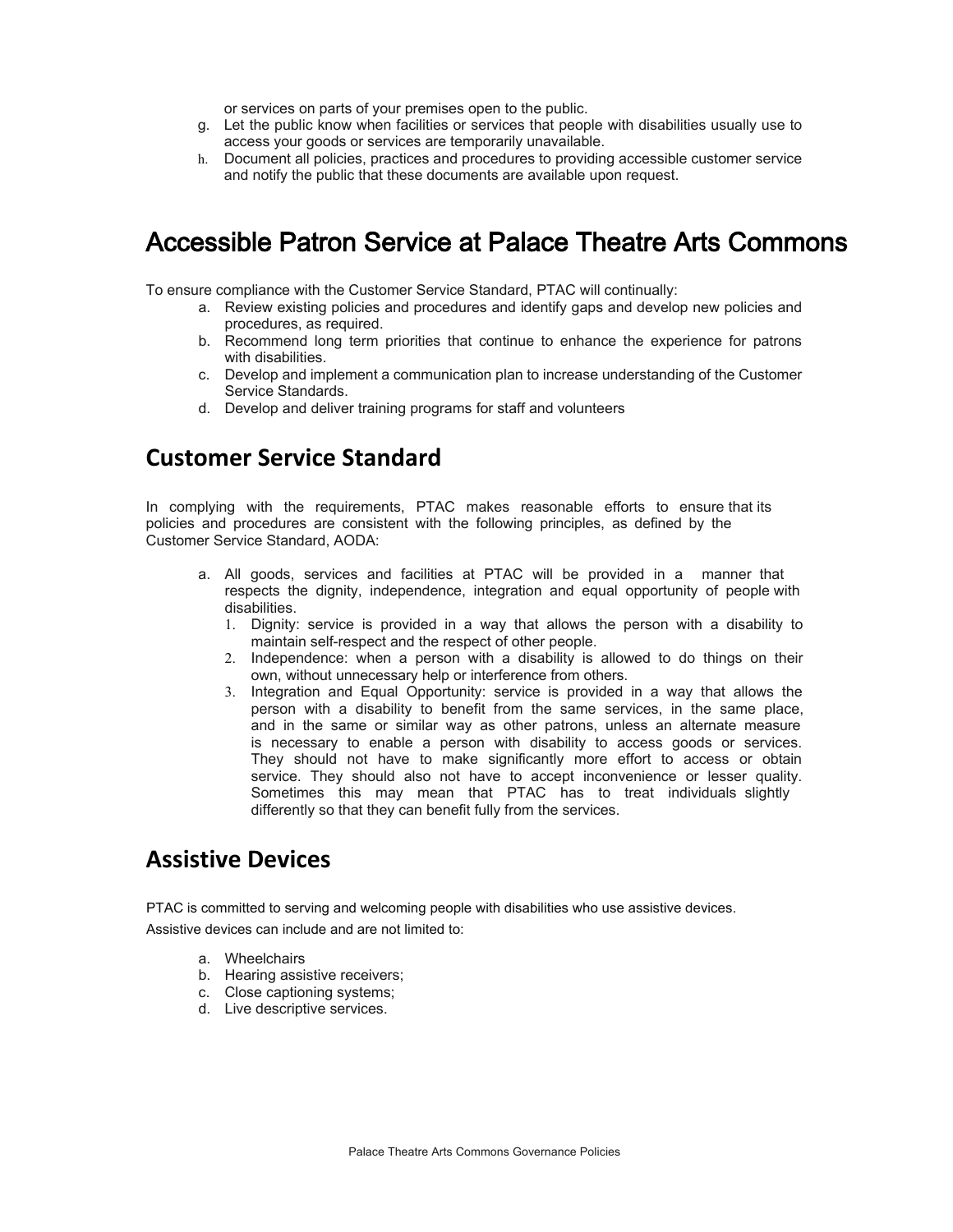or services on parts of your premises open to the public.

g. Let the public know when facilities or services that people with disabilities usually use to access your goods or services are temporarily unavailable.
h. Document all policies, practices and procedures to providing accessible customer service and notify the public that these documents are available upon request.

# Accessible Patron Service at Palace Theatre Arts Commons

To ensure compliance with the Customer Service Standard, PTAC will continually:

a. Review existing policies and procedures and identify gaps and develop new policies and procedures, as required.
b. Recommend long term priorities that continue to enhance the experience for patrons with disabilities.
c. Develop and implement a communication plan to increase understanding of the Customer Service Standards.
d. Develop and deliver training programs for staff and volunteers

## Customer Service Standard

In complying with the requirements, PTAC makes reasonable efforts to ensure that its policies and procedures are consistent with the following principles, as defined by the Customer Service Standard, AODA:

a. All goods, services and facilities at PTAC will be provided in a manner that respects the dignity, independence, integration and equal opportunity of people with disabilities.
   1. Dignity: service is provided in a way that allows the person with a disability to maintain self-respect and the respect of other people.
   2. Independence: when a person with a disability is allowed to do things on their own, without unnecessary help or interference from others.
   3. Integration and Equal Opportunity: service is provided in a way that allows the person with a disability to benefit from the same services, in the same place, and in the same or similar way as other patrons, unless an alternate measure is necessary to enable a person with disability to access goods or services. They should not have to make significantly more effort to access or obtain service. They should also not have to accept inconvenience or lesser quality. Sometimes this may mean that PTAC has to treat individuals slightly differently so that they can benefit fully from the services.

## Assistive Devices

PTAC is committed to serving and welcoming people with disabilities who use assistive devices.

Assistive devices can include and are not limited to:

a. Wheelchairs
b. Hearing assistive receivers;
c. Close captioning systems;
d. Live descriptive services.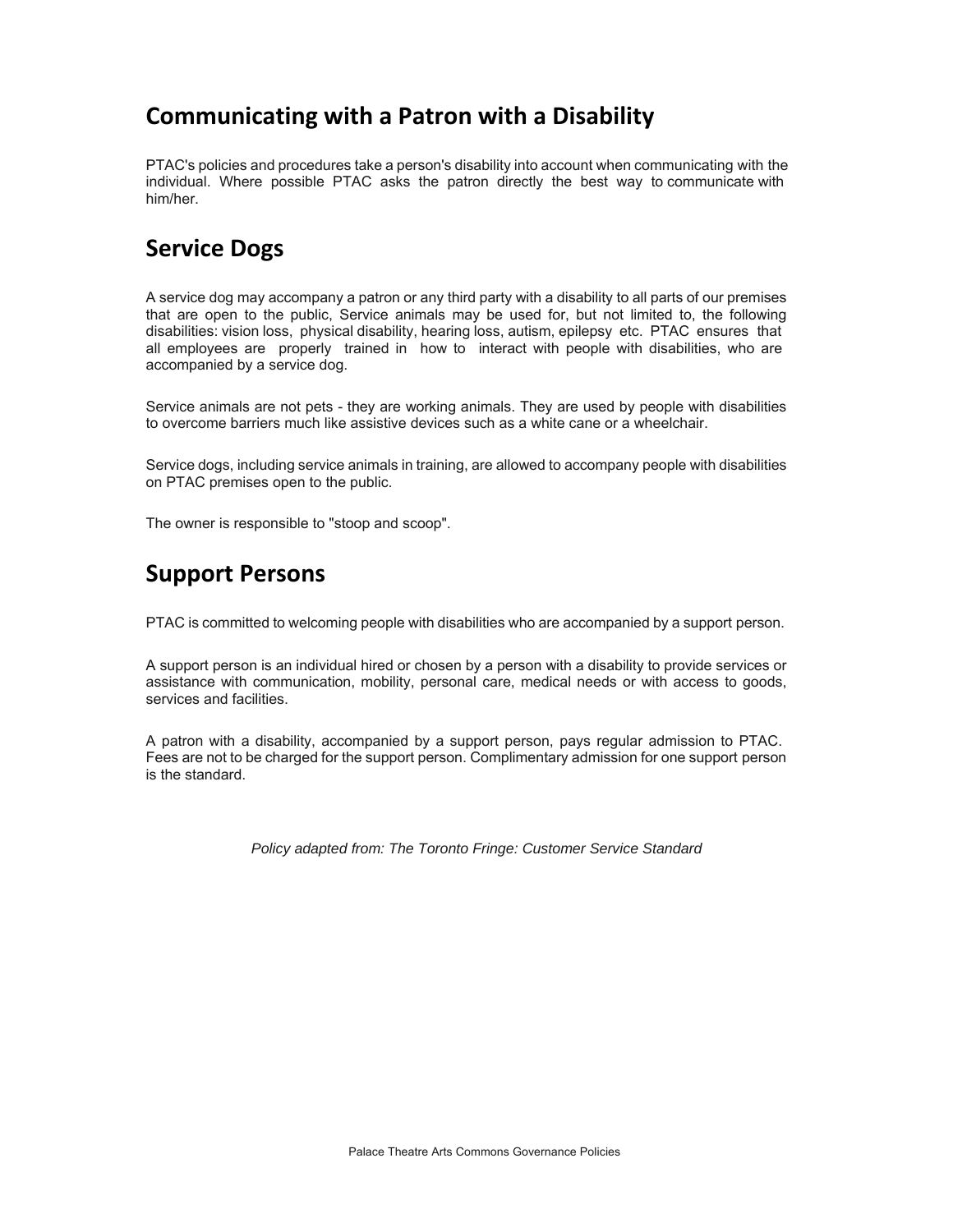## Communicating with a Patron with a Disability

PTAC's policies and procedures take a person's disability into account when communicating with the individual. Where possible PTAC asks the patron directly the best way to communicate with him/her.

## Service Dogs

A service dog may accompany a patron or any third party with a disability to all parts of our premises that are open to the public, Service animals may be used for, but not limited to, the following disabilities: vision loss, physical disability, hearing loss, autism, epilepsy etc. PTAC ensures that all employees are properly trained in how to interact with people with disabilities, who are accompanied by a service dog.

Service animals are not pets - they are working animals. They are used by people with disabilities to overcome barriers much like assistive devices such as a white cane or a wheelchair.

Service dogs, including service animals in training, are allowed to accompany people with disabilities on PTAC premises open to the public.

The owner is responsible to "stoop and scoop".

## Support Persons

PTAC is committed to welcoming people with disabilities who are accompanied by a support person.

A support person is an individual hired or chosen by a person with a disability to provide services or assistance with communication, mobility, personal care, medical needs or with access to goods, services and facilities.

A patron with a disability, accompanied by a support person, pays regular admission to PTAC. Fees are not to be charged for the support person. Complimentary admission for one support person is the standard.

*Policy adapted from: The Toronto Fringe: Customer Service Standard*